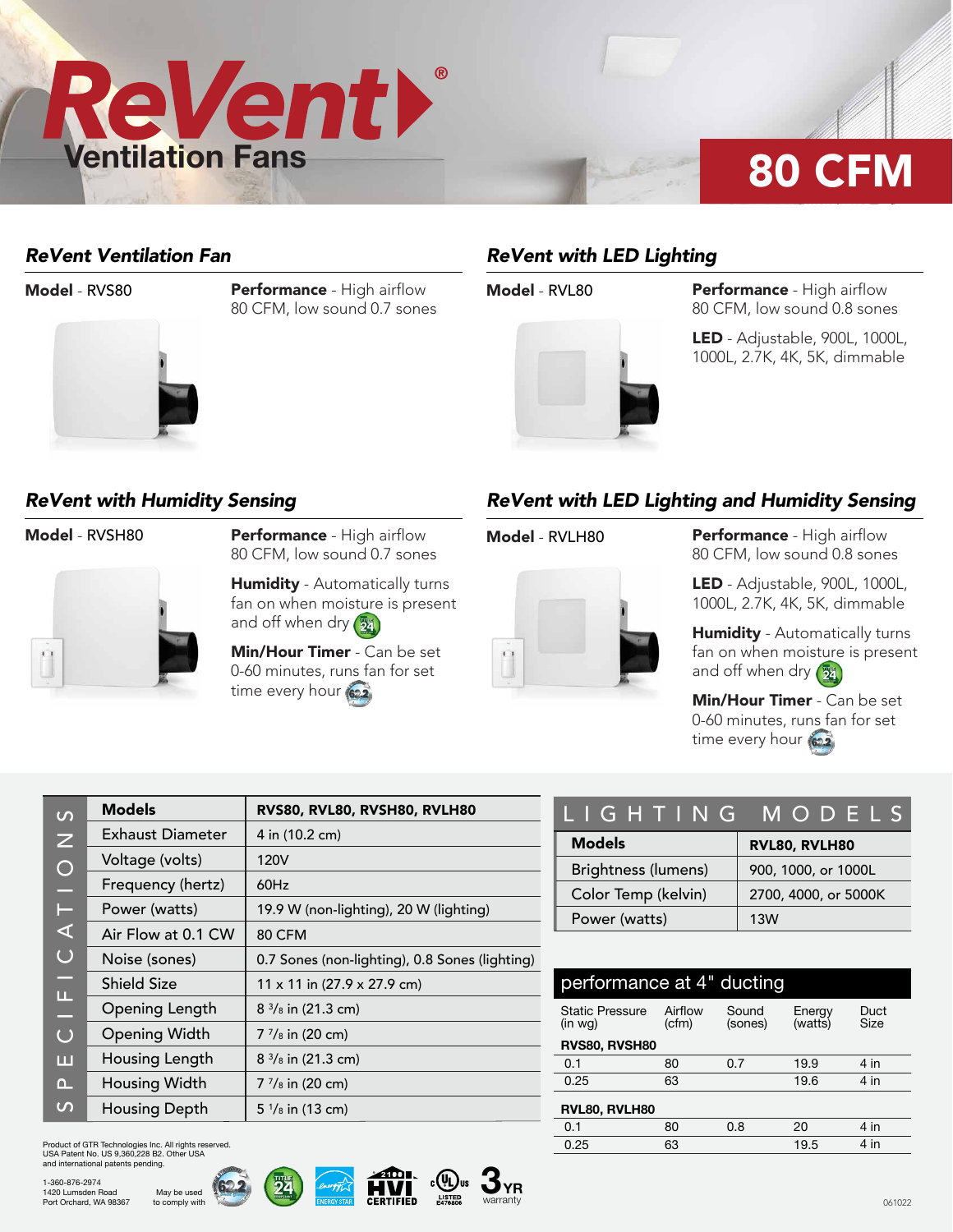# ReVent®

## Ventilation Fans

# 80 CFM

### *ReVent Ventilation Fan*

**Model** - RVS80

**Performance** - High airflow 80 CFM, low sound 0.7 sones

### *ReVent with LED Lighting*

**Model** - RVL80

**Performance** - High airflow 80 CFM, low sound 0.8 sones

**LED** - Adjustable, 900L, 1000L, 1000L, 2.7K, 4K, 5K, dimmable

### *ReVent with Humidity Sensing*

**Model** - RVSH80

**Performance** - High airflow 80 CFM, low sound 0.7 sones

**Humidity** - Automatically turns fan on when moisture is present and off when dry

**Min/Hour Timer** - Can be set 0-60 minutes, runs fan for set time every hour

### *ReVent with LED Lighting and Humidity Sensing*

**Model** - RVLH80

**Performance** - High airflow 80 CFM, low sound 0.8 sones

**LED** - Adjustable, 900L, 1000L, 1000L, 2.7K, 4K, 5K, dimmable

**Humidity** - Automatically turns fan on when moisture is present and off when dry

**Min/Hour Timer** - Can be set 0-60 minutes, runs fan for set time every hour

## SPECIFICATIONS

| Models | RVS80, RVL80, RVSH80, RVLH80 |
|---|---|
| Exhaust Diameter | 4 in (10.2 cm) |
| Voltage (volts) | 120V |
| Frequency (hertz) | 60Hz |
| Power (watts) | 19.9 W (non-lighting), 20 W (lighting) |
| Air Flow at 0.1 CW | 80 CFM |
| Noise (sones) | 0.7 Sones (non-lighting), 0.8 Sones (lighting) |
| Shield Size | 11 x 11 in (27.9 x 27.9 cm) |
| Opening Length | 8 3/8 in (21.3 cm) |
| Opening Width | 7 7/8 in (20 cm) |
| Housing Length | 8 3/8 in (21.3 cm) |
| Housing Width | 7 7/8 in (20 cm) |
| Housing Depth | 5 1/8 in (13 cm) |

## LIGHTING MODELS

| Models | RVL80, RVLH80 |
|---|---|
| Brightness (lumens) | 900, 1000, or 1000L |
| Color Temp (kelvin) | 2700, 4000, or 5000K |
| Power (watts) | 13W |

## performance at 4" ducting

| Static Pressure (in wg) | Airflow (cfm) | Sound (sones) | Energy (watts) | Duct Size |
|---|---|---|---|---|
| **RVS80, RVSH80** | | | | |
| 0.1 | 80 | 0.7 | 19.9 | 4 in |
| 0.25 | 63 | | 19.6 | 4 in |
| **RVL80, RVLH80** | | | | |
| 0.1 | 80 | 0.8 | 20 | 4 in |
| 0.25 | 63 | | 19.5 | 4 in |

Product of GTR Technologies Inc. All rights reserved.
USA Patent No. US 9,360,228 B2. Other USA and international patents pending.

1-360-876-2974
1420 Lumsden Road
Port Orchard, WA 98367

May be used to comply with

HVI CERTIFIED

3 YR warranty

061022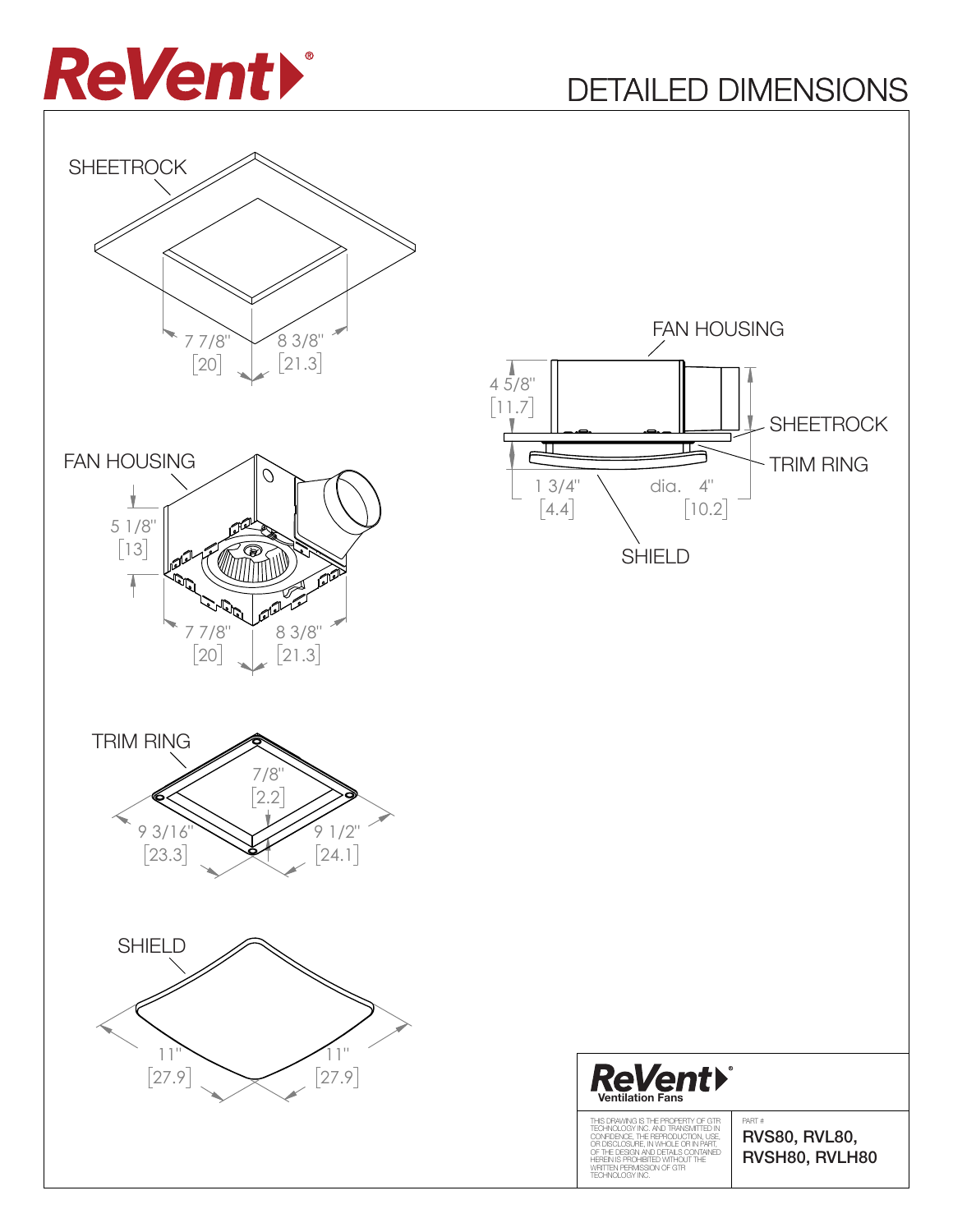ReVent®

# DETAILED DIMENSIONS

SHEETROCK

7 7/8" [20]

8 3/8" [21.3]

FAN HOUSING

5 1/8" [13]

7 7/8" [20]

8 3/8" [21.3]

TRIM RING

7/8" [2.2]

9 3/16" [23.3]

9 1/2" [24.1]

SHIELD

11" [27.9]

11" [27.9]

FAN HOUSING

4 5/8" [11.7]

SHEETROCK

TRIM RING

1 3/4" [4.4]

dia. 4" [10.2]

SHIELD

ReVent® Ventilation Fans

THIS DRAWING IS THE PROPERTY OF GTR TECHNOLOGY INC. AND TRANSMITTED IN CONFIDENCE. THE REPRODUCTION, USE, OR DISCLOSURE, IN WHOLE OR IN PART, OF THE DESIGN AND DETAILS CONTAINED HEREIN IS PROHIBITED WITHOUT THE WRITTEN PERMISSION OF GTR TECHNOLOGY INC.

PART #

**RVS80, RVL80, RVSH80, RVLH80**